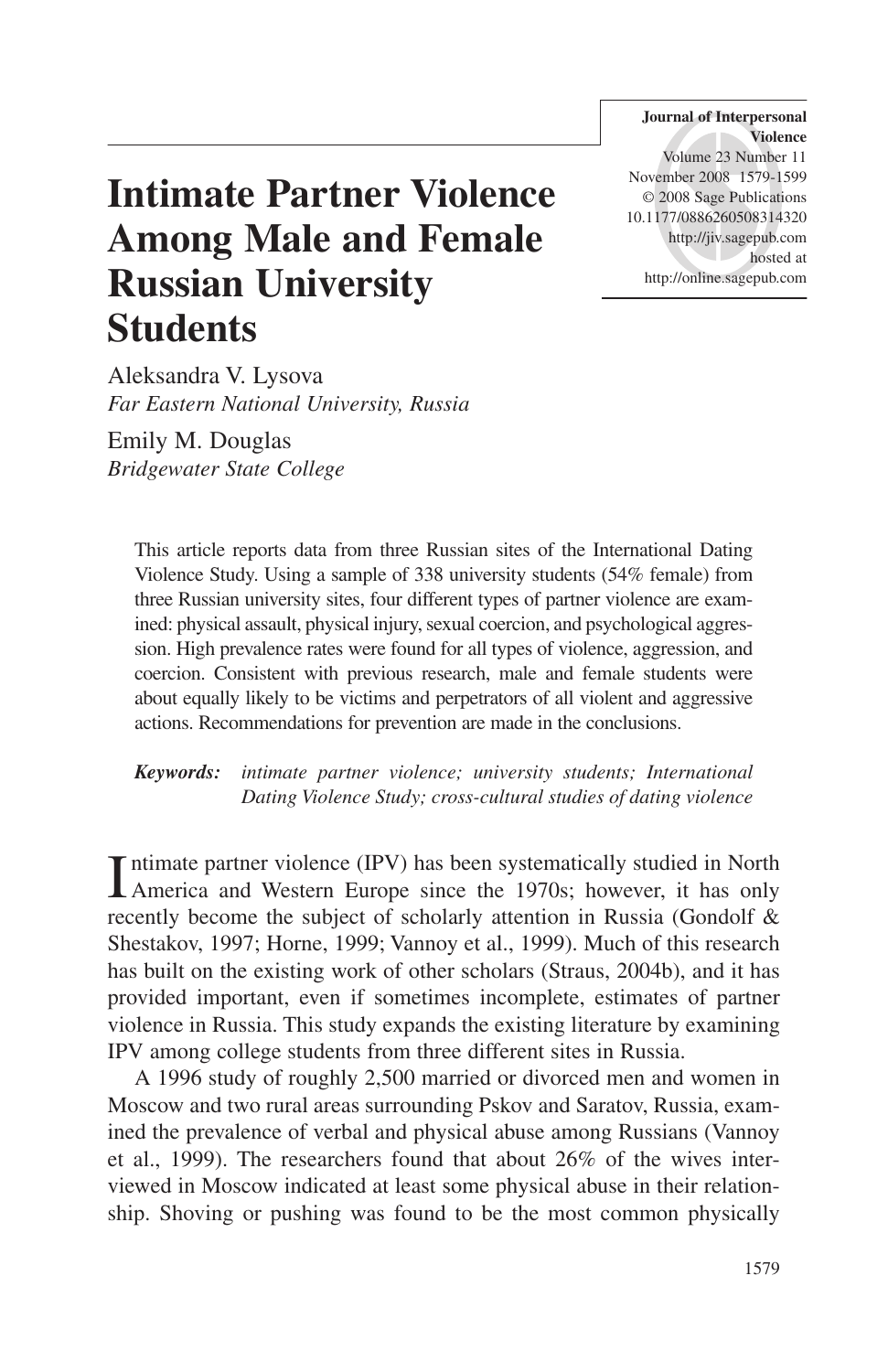# Intimate Partner Violence Among Male and Female Russian University Students

Aleksandra V. Lysova
*Far Eastern National University, Russia*

Emily M. Douglas
*Bridgewater State College*

This article reports data from three Russian sites of the International Dating Violence Study. Using a sample of 338 university students (54% female) from three Russian university sites, four different types of partner violence are examined: physical assault, physical injury, sexual coercion, and psychological aggression. High prevalence rates were found for all types of violence, aggression, and coercion. Consistent with previous research, male and female students were about equally likely to be victims and perpetrators of all violent and aggressive actions. Recommendations for prevention are made in the conclusions.

***Keywords:*** *intimate partner violence; university students; International Dating Violence Study; cross-cultural studies of dating violence*

Intimate partner violence (IPV) has been systematically studied in North America and Western Europe since the 1970s; however, it has only recently become the subject of scholarly attention in Russia (Gondolf & Shestakov, 1997; Horne, 1999; Vannoy et al., 1999). Much of this research has built on the existing work of other scholars (Straus, 2004b), and it has provided important, even if sometimes incomplete, estimates of partner violence in Russia. This study expands the existing literature by examining IPV among college students from three different sites in Russia.

A 1996 study of roughly 2,500 married or divorced men and women in Moscow and two rural areas surrounding Pskov and Saratov, Russia, examined the prevalence of verbal and physical abuse among Russians (Vannoy et al., 1999). The researchers found that about 26% of the wives interviewed in Moscow indicated at least some physical abuse in their relationship. Shoving or pushing was found to be the most common physically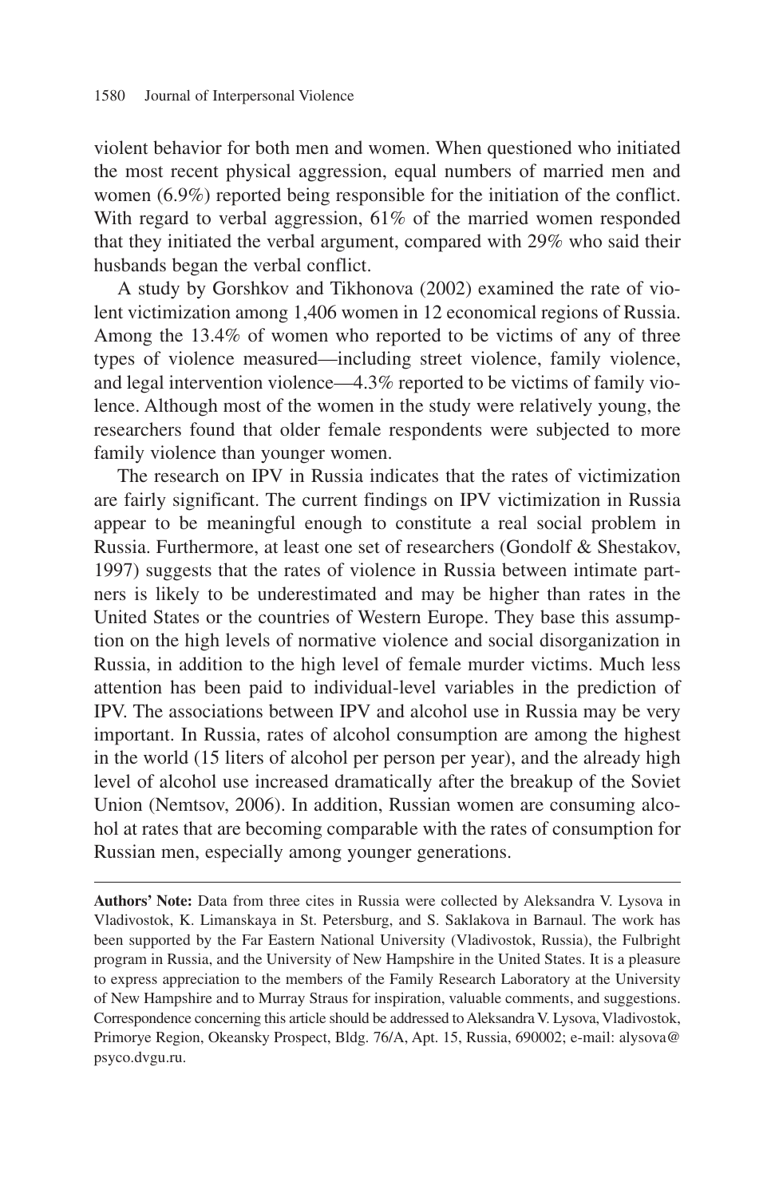violent behavior for both men and women. When questioned who initiated the most recent physical aggression, equal numbers of married men and women (6.9%) reported being responsible for the initiation of the conflict. With regard to verbal aggression, 61% of the married women responded that they initiated the verbal argument, compared with 29% who said their husbands began the verbal conflict.

A study by Gorshkov and Tikhonova (2002) examined the rate of violent victimization among 1,406 women in 12 economical regions of Russia. Among the 13.4% of women who reported to be victims of any of three types of violence measured—including street violence, family violence, and legal intervention violence—4.3% reported to be victims of family violence. Although most of the women in the study were relatively young, the researchers found that older female respondents were subjected to more family violence than younger women.

The research on IPV in Russia indicates that the rates of victimization are fairly significant. The current findings on IPV victimization in Russia appear to be meaningful enough to constitute a real social problem in Russia. Furthermore, at least one set of researchers (Gondolf & Shestakov, 1997) suggests that the rates of violence in Russia between intimate partners is likely to be underestimated and may be higher than rates in the United States or the countries of Western Europe. They base this assumption on the high levels of normative violence and social disorganization in Russia, in addition to the high level of female murder victims. Much less attention has been paid to individual-level variables in the prediction of IPV. The associations between IPV and alcohol use in Russia may be very important. In Russia, rates of alcohol consumption are among the highest in the world (15 liters of alcohol per person per year), and the already high level of alcohol use increased dramatically after the breakup of the Soviet Union (Nemtsov, 2006). In addition, Russian women are consuming alcohol at rates that are becoming comparable with the rates of consumption for Russian men, especially among younger generations.

---

**Authors' Note:** Data from three cites in Russia were collected by Aleksandra V. Lysova in Vladivostok, K. Limanskaya in St. Petersburg, and S. Saklakova in Barnaul. The work has been supported by the Far Eastern National University (Vladivostok, Russia), the Fulbright program in Russia, and the University of New Hampshire in the United States. It is a pleasure to express appreciation to the members of the Family Research Laboratory at the University of New Hampshire and to Murray Straus for inspiration, valuable comments, and suggestions. Correspondence concerning this article should be addressed to Aleksandra V. Lysova, Vladivostok, Primorye Region, Okeansky Prospect, Bldg. 76/A, Apt. 15, Russia, 690002; e-mail: alysova@psyco.dvgu.ru.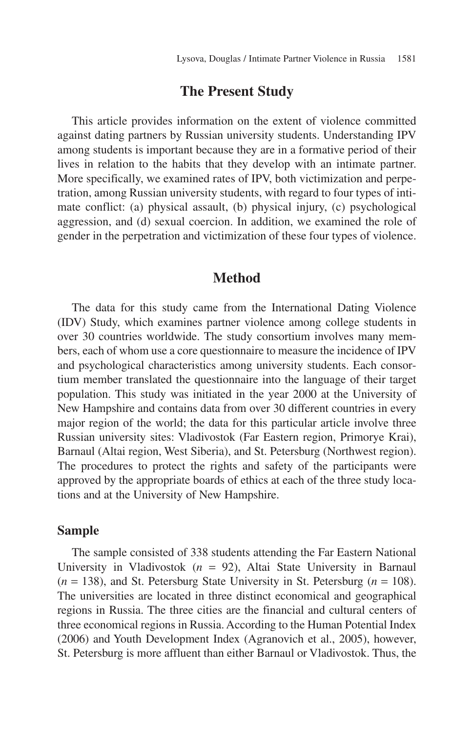## The Present Study

This article provides information on the extent of violence committed against dating partners by Russian university students. Understanding IPV among students is important because they are in a formative period of their lives in relation to the habits that they develop with an intimate partner. More specifically, we examined rates of IPV, both victimization and perpetration, among Russian university students, with regard to four types of intimate conflict: (a) physical assault, (b) physical injury, (c) psychological aggression, and (d) sexual coercion. In addition, we examined the role of gender in the perpetration and victimization of these four types of violence.

## Method

The data for this study came from the International Dating Violence (IDV) Study, which examines partner violence among college students in over 30 countries worldwide. The study consortium involves many members, each of whom use a core questionnaire to measure the incidence of IPV and psychological characteristics among university students. Each consortium member translated the questionnaire into the language of their target population. This study was initiated in the year 2000 at the University of New Hampshire and contains data from over 30 different countries in every major region of the world; the data for this particular article involve three Russian university sites: Vladivostok (Far Eastern region, Primorye Krai), Barnaul (Altai region, West Siberia), and St. Petersburg (Northwest region). The procedures to protect the rights and safety of the participants were approved by the appropriate boards of ethics at each of the three study locations and at the University of New Hampshire.

### Sample

The sample consisted of 338 students attending the Far Eastern National University in Vladivostok (*n* = 92), Altai State University in Barnaul (*n* = 138), and St. Petersburg State University in St. Petersburg (*n* = 108). The universities are located in three distinct economical and geographical regions in Russia. The three cities are the financial and cultural centers of three economical regions in Russia. According to the Human Potential Index (2006) and Youth Development Index (Agranovich et al., 2005), however, St. Petersburg is more affluent than either Barnaul or Vladivostok. Thus, the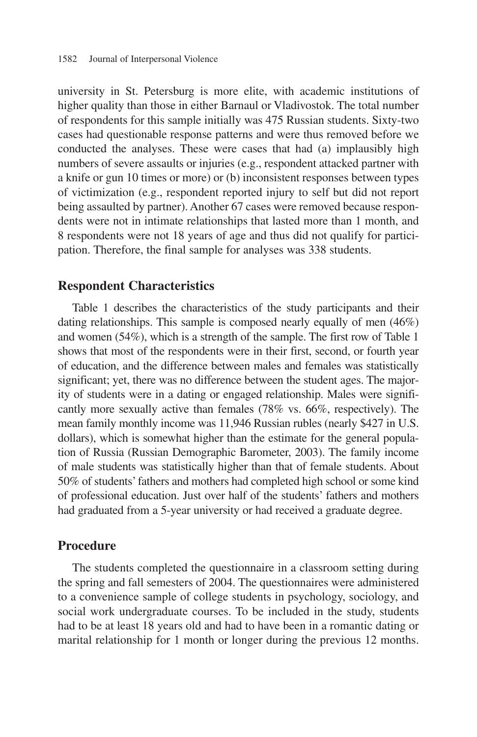university in St. Petersburg is more elite, with academic institutions of higher quality than those in either Barnaul or Vladivostok. The total number of respondents for this sample initially was 475 Russian students. Sixty-two cases had questionable response patterns and were thus removed before we conducted the analyses. These were cases that had (a) implausibly high numbers of severe assaults or injuries (e.g., respondent attacked partner with a knife or gun 10 times or more) or (b) inconsistent responses between types of victimization (e.g., respondent reported injury to self but did not report being assaulted by partner). Another 67 cases were removed because respondents were not in intimate relationships that lasted more than 1 month, and 8 respondents were not 18 years of age and thus did not qualify for participation. Therefore, the final sample for analyses was 338 students.

## Respondent Characteristics

Table 1 describes the characteristics of the study participants and their dating relationships. This sample is composed nearly equally of men (46%) and women (54%), which is a strength of the sample. The first row of Table 1 shows that most of the respondents were in their first, second, or fourth year of education, and the difference between males and females was statistically significant; yet, there was no difference between the student ages. The majority of students were in a dating or engaged relationship. Males were significantly more sexually active than females (78% vs. 66%, respectively). The mean family monthly income was 11,946 Russian rubles (nearly $427 in U.S. dollars), which is somewhat higher than the estimate for the general population of Russia (Russian Demographic Barometer, 2003). The family income of male students was statistically higher than that of female students. About 50% of students' fathers and mothers had completed high school or some kind of professional education. Just over half of the students' fathers and mothers had graduated from a 5-year university or had received a graduate degree.

## Procedure

The students completed the questionnaire in a classroom setting during the spring and fall semesters of 2004. The questionnaires were administered to a convenience sample of college students in psychology, sociology, and social work undergraduate courses. To be included in the study, students had to be at least 18 years old and had to have been in a romantic dating or marital relationship for 1 month or longer during the previous 12 months.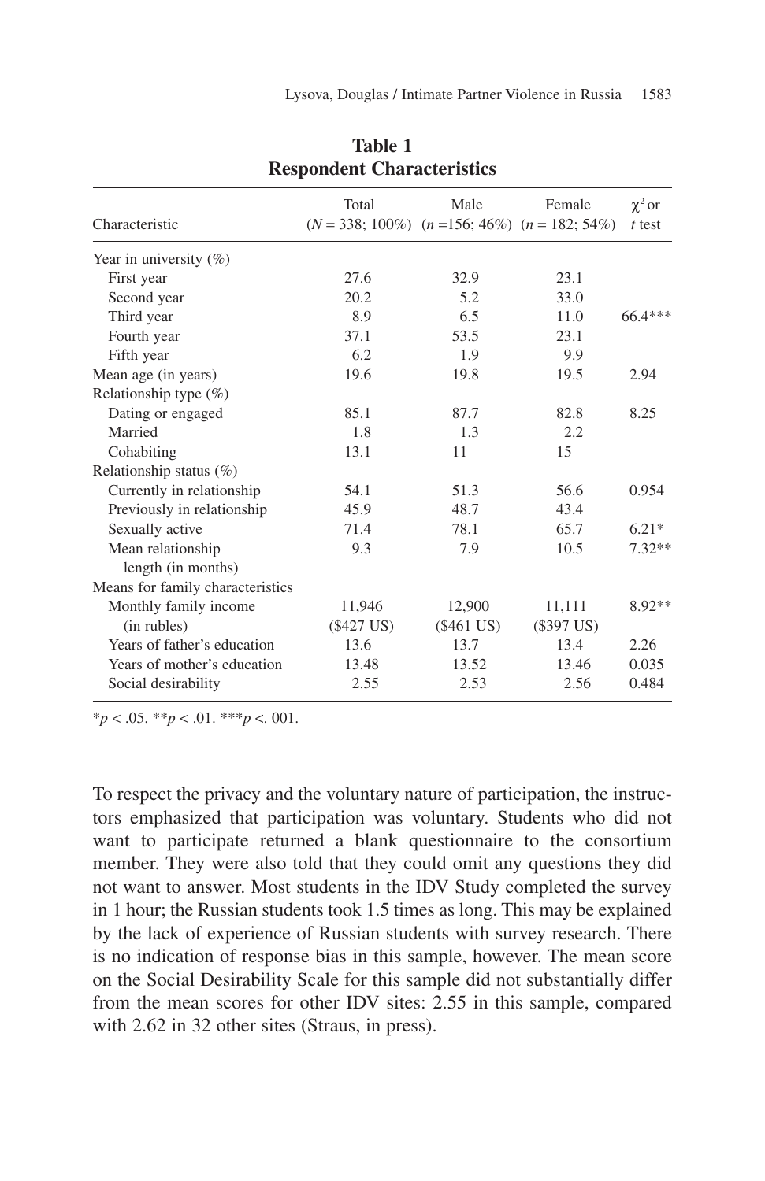**Table 1**
**Respondent Characteristics**

| Characteristic | Total ($N$ = 338; 100%) | Male ($n$ =156; 46%) | Female ($n$ = 182; 54%) | $\chi^2$ or $t$ test |
|---|---|---|---|---|
| Year in university (%) | | | | |
| First year | 27.6 | 32.9 | 23.1 | |
| Second year | 20.2 | 5.2 | 33.0 | |
| Third year | 8.9 | 6.5 | 11.0 | 66.4*** |
| Fourth year | 37.1 | 53.5 | 23.1 | |
| Fifth year | 6.2 | 1.9 | 9.9 | |
| Mean age (in years) | 19.6 | 19.8 | 19.5 | 2.94 |
| Relationship type (%) | | | | |
| Dating or engaged | 85.1 | 87.7 | 82.8 | 8.25 |
| Married | 1.8 | 1.3 | 2.2 | |
| Cohabiting | 13.1 | 11 | 15 | |
| Relationship status (%) | | | | |
| Currently in relationship | 54.1 | 51.3 | 56.6 | 0.954 |
| Previously in relationship | 45.9 | 48.7 | 43.4 | |
| Sexually active | 71.4 | 78.1 | 65.7 | 6.21* |
| Mean relationship length (in months) | 9.3 | 7.9 | 10.5 | 7.32** |
| Means for family characteristics | | | | |
| Monthly family income (in rubles) | 11,946 ($427 US) | 12,900 ($461 US) | 11,111 ($397 US) | 8.92** |
| Years of father's education | 13.6 | 13.7 | 13.4 | 2.26 |
| Years of mother's education | 13.48 | 13.52 | 13.46 | 0.035 |
| Social desirability | 2.55 | 2.53 | 2.56 | 0.484 |

*$p < .05$. **$p < .01$. ***$p < .001$.

To respect the privacy and the voluntary nature of participation, the instructors emphasized that participation was voluntary. Students who did not want to participate returned a blank questionnaire to the consortium member. They were also told that they could omit any questions they did not want to answer. Most students in the IDV Study completed the survey in 1 hour; the Russian students took 1.5 times as long. This may be explained by the lack of experience of Russian students with survey research. There is no indication of response bias in this sample, however. The mean score on the Social Desirability Scale for this sample did not substantially differ from the mean scores for other IDV sites: 2.55 in this sample, compared with 2.62 in 32 other sites (Straus, in press).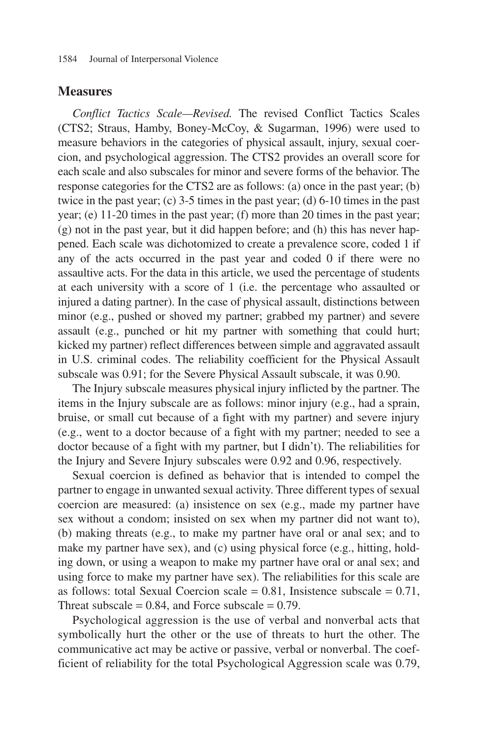## Measures

*Conflict Tactics Scale—Revised.* The revised Conflict Tactics Scales (CTS2; Straus, Hamby, Boney-McCoy, & Sugarman, 1996) were used to measure behaviors in the categories of physical assault, injury, sexual coercion, and psychological aggression. The CTS2 provides an overall score for each scale and also subscales for minor and severe forms of the behavior. The response categories for the CTS2 are as follows: (a) once in the past year; (b) twice in the past year; (c) 3-5 times in the past year; (d) 6-10 times in the past year; (e) 11-20 times in the past year; (f) more than 20 times in the past year; (g) not in the past year, but it did happen before; and (h) this has never happened. Each scale was dichotomized to create a prevalence score, coded 1 if any of the acts occurred in the past year and coded 0 if there were no assaultive acts. For the data in this article, we used the percentage of students at each university with a score of 1 (i.e. the percentage who assaulted or injured a dating partner). In the case of physical assault, distinctions between minor (e.g., pushed or shoved my partner; grabbed my partner) and severe assault (e.g., punched or hit my partner with something that could hurt; kicked my partner) reflect differences between simple and aggravated assault in U.S. criminal codes. The reliability coefficient for the Physical Assault subscale was 0.91; for the Severe Physical Assault subscale, it was 0.90.

The Injury subscale measures physical injury inflicted by the partner. The items in the Injury subscale are as follows: minor injury (e.g., had a sprain, bruise, or small cut because of a fight with my partner) and severe injury (e.g., went to a doctor because of a fight with my partner; needed to see a doctor because of a fight with my partner, but I didn't). The reliabilities for the Injury and Severe Injury subscales were 0.92 and 0.96, respectively.

Sexual coercion is defined as behavior that is intended to compel the partner to engage in unwanted sexual activity. Three different types of sexual coercion are measured: (a) insistence on sex (e.g., made my partner have sex without a condom; insisted on sex when my partner did not want to), (b) making threats (e.g., to make my partner have oral or anal sex; and to make my partner have sex), and (c) using physical force (e.g., hitting, holding down, or using a weapon to make my partner have oral or anal sex; and using force to make my partner have sex). The reliabilities for this scale are as follows: total Sexual Coercion scale = 0.81, Insistence subscale = 0.71, Threat subscale = 0.84, and Force subscale = 0.79.

Psychological aggression is the use of verbal and nonverbal acts that symbolically hurt the other or the use of threats to hurt the other. The communicative act may be active or passive, verbal or nonverbal. The coefficient of reliability for the total Psychological Aggression scale was 0.79,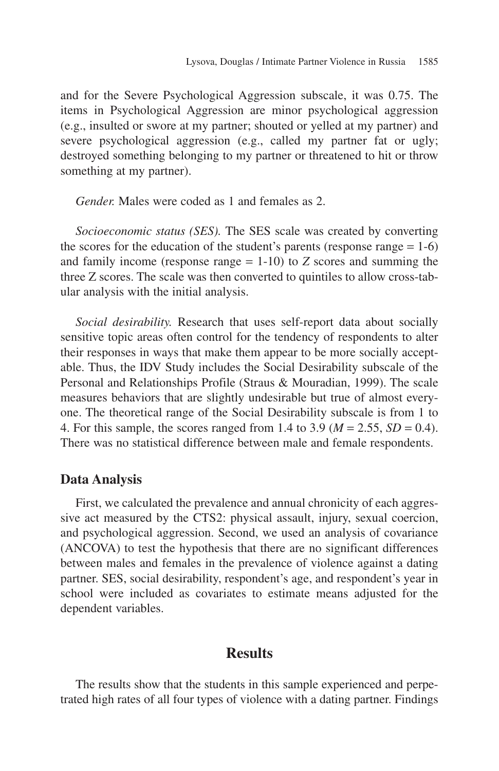and for the Severe Psychological Aggression subscale, it was 0.75. The items in Psychological Aggression are minor psychological aggression (e.g., insulted or swore at my partner; shouted or yelled at my partner) and severe psychological aggression (e.g., called my partner fat or ugly; destroyed something belonging to my partner or threatened to hit or throw something at my partner).

*Gender.* Males were coded as 1 and females as 2.

*Socioeconomic status (SES).* The SES scale was created by converting the scores for the education of the student's parents (response range = 1-6) and family income (response range = 1-10) to *Z* scores and summing the three Z scores. The scale was then converted to quintiles to allow cross-tabular analysis with the initial analysis.

*Social desirability.* Research that uses self-report data about socially sensitive topic areas often control for the tendency of respondents to alter their responses in ways that make them appear to be more socially acceptable. Thus, the IDV Study includes the Social Desirability subscale of the Personal and Relationships Profile (Straus & Mouradian, 1999). The scale measures behaviors that are slightly undesirable but true of almost everyone. The theoretical range of the Social Desirability subscale is from 1 to 4. For this sample, the scores ranged from 1.4 to 3.9 ($M = 2.55$, $SD = 0.4$). There was no statistical difference between male and female respondents.

## Data Analysis

First, we calculated the prevalence and annual chronicity of each aggressive act measured by the CTS2: physical assault, injury, sexual coercion, and psychological aggression. Second, we used an analysis of covariance (ANCOVA) to test the hypothesis that there are no significant differences between males and females in the prevalence of violence against a dating partner. SES, social desirability, respondent's age, and respondent's year in school were included as covariates to estimate means adjusted for the dependent variables.

# Results

The results show that the students in this sample experienced and perpetrated high rates of all four types of violence with a dating partner. Findings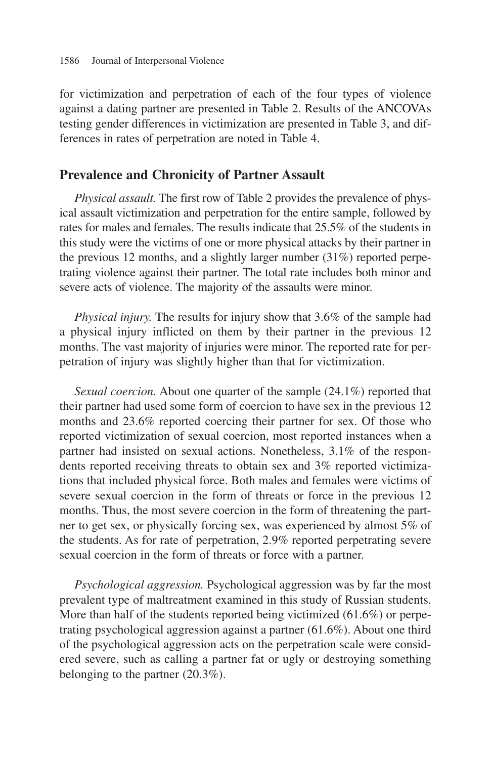for victimization and perpetration of each of the four types of violence against a dating partner are presented in Table 2. Results of the ANCOVAs testing gender differences in victimization are presented in Table 3, and differences in rates of perpetration are noted in Table 4.

## Prevalence and Chronicity of Partner Assault

*Physical assault.* The first row of Table 2 provides the prevalence of physical assault victimization and perpetration for the entire sample, followed by rates for males and females. The results indicate that 25.5% of the students in this study were the victims of one or more physical attacks by their partner in the previous 12 months, and a slightly larger number (31%) reported perpetrating violence against their partner. The total rate includes both minor and severe acts of violence. The majority of the assaults were minor.

*Physical injury.* The results for injury show that 3.6% of the sample had a physical injury inflicted on them by their partner in the previous 12 months. The vast majority of injuries were minor. The reported rate for perpetration of injury was slightly higher than that for victimization.

*Sexual coercion.* About one quarter of the sample (24.1%) reported that their partner had used some form of coercion to have sex in the previous 12 months and 23.6% reported coercing their partner for sex. Of those who reported victimization of sexual coercion, most reported instances when a partner had insisted on sexual actions. Nonetheless, 3.1% of the respondents reported receiving threats to obtain sex and 3% reported victimizations that included physical force. Both males and females were victims of severe sexual coercion in the form of threats or force in the previous 12 months. Thus, the most severe coercion in the form of threatening the partner to get sex, or physically forcing sex, was experienced by almost 5% of the students. As for rate of perpetration, 2.9% reported perpetrating severe sexual coercion in the form of threats or force with a partner.

*Psychological aggression.* Psychological aggression was by far the most prevalent type of maltreatment examined in this study of Russian students. More than half of the students reported being victimized (61.6%) or perpetrating psychological aggression against a partner (61.6%). About one third of the psychological aggression acts on the perpetration scale were considered severe, such as calling a partner fat or ugly or destroying something belonging to the partner (20.3%).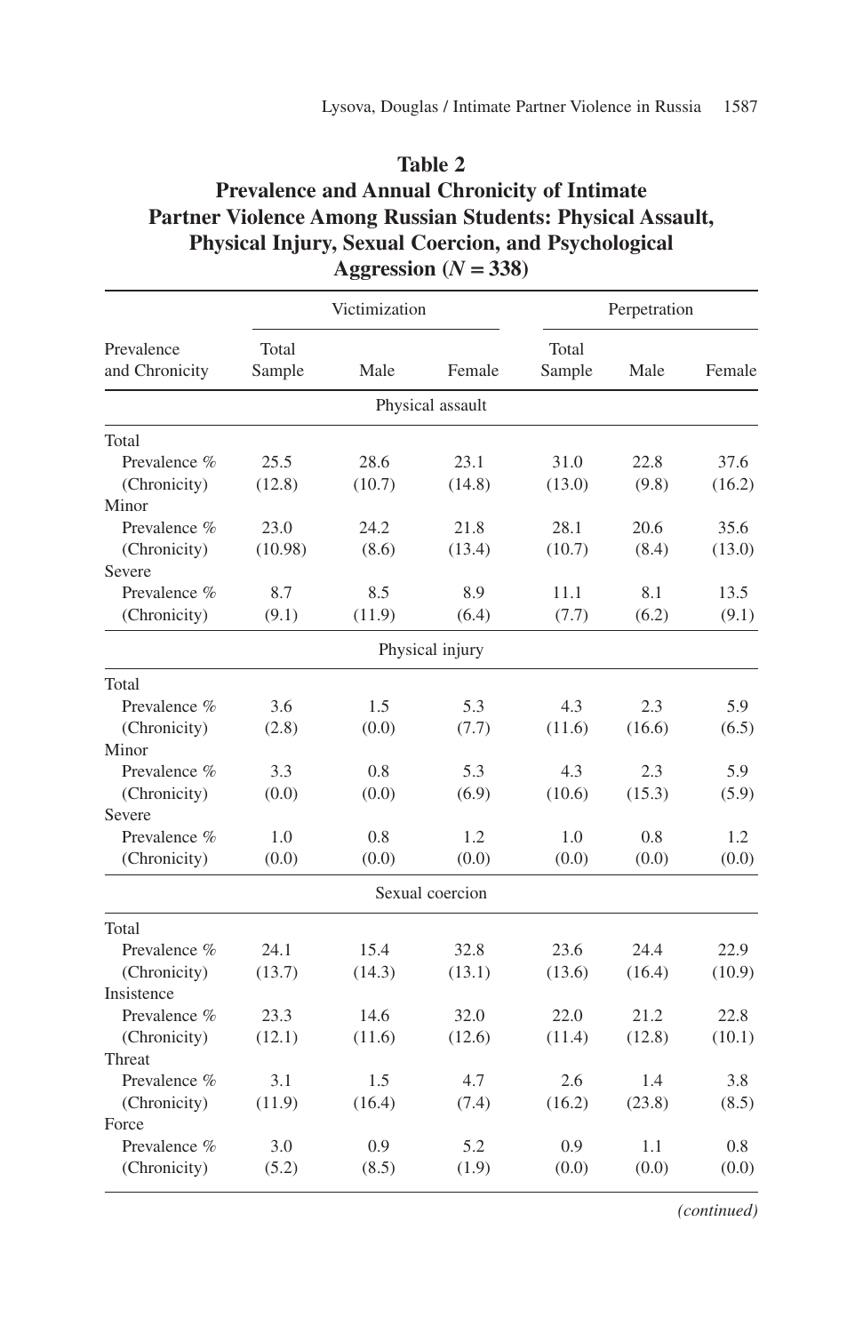**Table 2**
**Prevalence and Annual Chronicity of Intimate Partner Violence Among Russian Students: Physical Assault, Physical Injury, Sexual Coercion, and Psychological Aggression ($N = 338$)**

| Prevalence and Chronicity | Victimization | | | Perpetration | | |
|---|---|---|---|---|---|---|
| | Total Sample | Male | Female | Total Sample | Male | Female |
| **Physical assault** | | | | | | |
| Total | | | | | | |
| Prevalence % | 25.5 | 28.6 | 23.1 | 31.0 | 22.8 | 37.6 |
| (Chronicity) | (12.8) | (10.7) | (14.8) | (13.0) | (9.8) | (16.2) |
| Minor | | | | | | |
| Prevalence % | 23.0 | 24.2 | 21.8 | 28.1 | 20.6 | 35.6 |
| (Chronicity) | (10.98) | (8.6) | (13.4) | (10.7) | (8.4) | (13.0) |
| Severe | | | | | | |
| Prevalence % | 8.7 | 8.5 | 8.9 | 11.1 | 8.1 | 13.5 |
| (Chronicity) | (9.1) | (11.9) | (6.4) | (7.7) | (6.2) | (9.1) |
| **Physical injury** | | | | | | |
| Total | | | | | | |
| Prevalence % | 3.6 | 1.5 | 5.3 | 4.3 | 2.3 | 5.9 |
| (Chronicity) | (2.8) | (0.0) | (7.7) | (11.6) | (16.6) | (6.5) |
| Minor | | | | | | |
| Prevalence % | 3.3 | 0.8 | 5.3 | 4.3 | 2.3 | 5.9 |
| (Chronicity) | (0.0) | (0.0) | (6.9) | (10.6) | (15.3) | (5.9) |
| Severe | | | | | | |
| Prevalence % | 1.0 | 0.8 | 1.2 | 1.0 | 0.8 | 1.2 |
| (Chronicity) | (0.0) | (0.0) | (0.0) | (0.0) | (0.0) | (0.0) |
| **Sexual coercion** | | | | | | |
| Total | | | | | | |
| Prevalence % | 24.1 | 15.4 | 32.8 | 23.6 | 24.4 | 22.9 |
| (Chronicity) | (13.7) | (14.3) | (13.1) | (13.6) | (16.4) | (10.9) |
| Insistence | | | | | | |
| Prevalence % | 23.3 | 14.6 | 32.0 | 22.0 | 21.2 | 22.8 |
| (Chronicity) | (12.1) | (11.6) | (12.6) | (11.4) | (12.8) | (10.1) |
| Threat | | | | | | |
| Prevalence % | 3.1 | 1.5 | 4.7 | 2.6 | 1.4 | 3.8 |
| (Chronicity) | (11.9) | (16.4) | (7.4) | (16.2) | (23.8) | (8.5) |
| Force | | | | | | |
| Prevalence % | 3.0 | 0.9 | 5.2 | 0.9 | 1.1 | 0.8 |
| (Chronicity) | (5.2) | (8.5) | (1.9) | (0.0) | (0.0) | (0.0) |

*(continued)*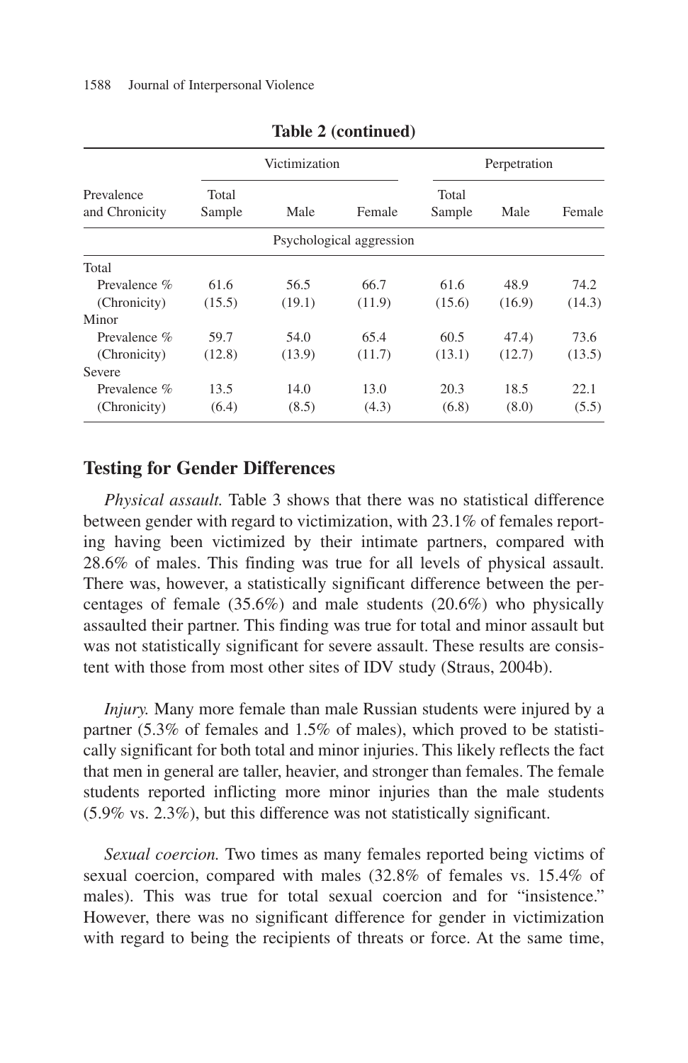**Table 2 (continued)**

| Prevalence and Chronicity | Victimization | | | Perpetration | | |
|---|---|---|---|---|---|---|
| | Total Sample | Male | Female | Total Sample | Male | Female |
| | Psychological aggression | | | | | |
| Total | | | | | | |
| Prevalence % | 61.6 | 56.5 | 66.7 | 61.6 | 48.9 | 74.2 |
| (Chronicity) | (15.5) | (19.1) | (11.9) | (15.6) | (16.9) | (14.3) |
| Minor | | | | | | |
| Prevalence % | 59.7 | 54.0 | 65.4 | 60.5 | 47.4) | 73.6 |
| (Chronicity) | (12.8) | (13.9) | (11.7) | (13.1) | (12.7) | (13.5) |
| Severe | | | | | | |
| Prevalence % | 13.5 | 14.0 | 13.0 | 20.3 | 18.5 | 22.1 |
| (Chronicity) | (6.4) | (8.5) | (4.3) | (6.8) | (8.0) | (5.5) |

## Testing for Gender Differences

*Physical assault.* Table 3 shows that there was no statistical difference between gender with regard to victimization, with 23.1% of females reporting having been victimized by their intimate partners, compared with 28.6% of males. This finding was true for all levels of physical assault. There was, however, a statistically significant difference between the percentages of female (35.6%) and male students (20.6%) who physically assaulted their partner. This finding was true for total and minor assault but was not statistically significant for severe assault. These results are consistent with those from most other sites of IDV study (Straus, 2004b).

*Injury.* Many more female than male Russian students were injured by a partner (5.3% of females and 1.5% of males), which proved to be statistically significant for both total and minor injuries. This likely reflects the fact that men in general are taller, heavier, and stronger than females. The female students reported inflicting more minor injuries than the male students (5.9% vs. 2.3%), but this difference was not statistically significant.

*Sexual coercion.* Two times as many females reported being victims of sexual coercion, compared with males (32.8% of females vs. 15.4% of males). This was true for total sexual coercion and for "insistence." However, there was no significant difference for gender in victimization with regard to being the recipients of threats or force. At the same time,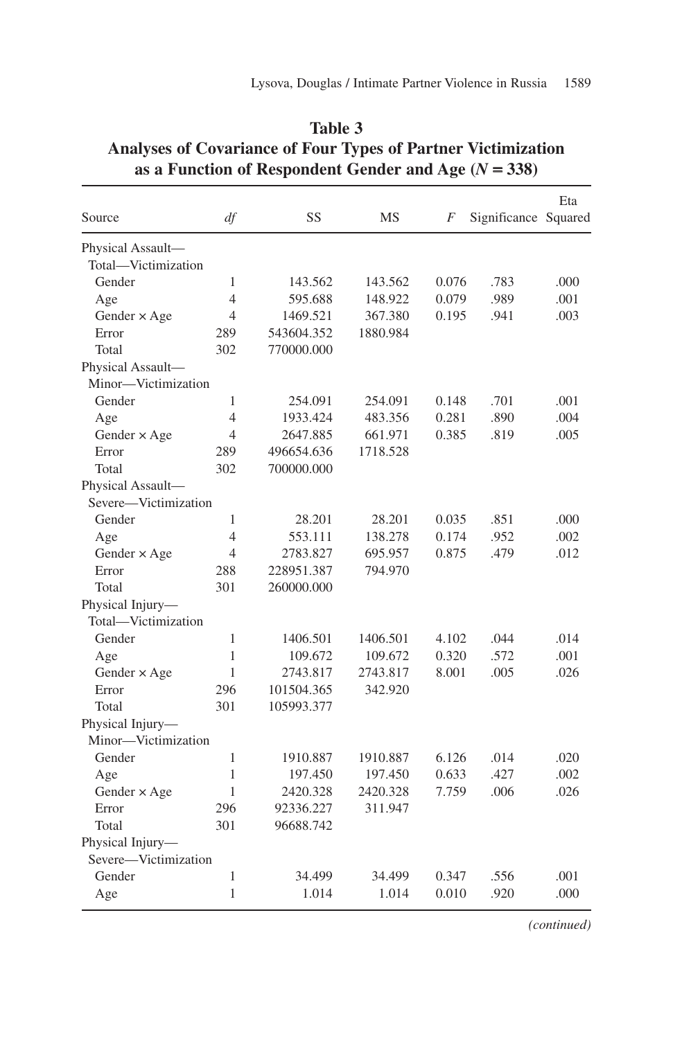**Table 3**
**Analyses of Covariance of Four Types of Partner Victimization as a Function of Respondent Gender and Age ($N$ = 338)**

| Source | *df* | SS | MS | *F* | Significance | Eta Squared |
|---|---|---|---|---|---|---|
| Physical Assault—Total—Victimization | | | | | | |
| Gender | 1 | 143.562 | 143.562 | 0.076 | .783 | .000 |
| Age | 4 | 595.688 | 148.922 | 0.079 | .989 | .001 |
| Gender × Age | 4 | 1469.521 | 367.380 | 0.195 | .941 | .003 |
| Error | 289 | 543604.352 | 1880.984 | | | |
| Total | 302 | 770000.000 | | | | |
| Physical Assault—Minor—Victimization | | | | | | |
| Gender | 1 | 254.091 | 254.091 | 0.148 | .701 | .001 |
| Age | 4 | 1933.424 | 483.356 | 0.281 | .890 | .004 |
| Gender × Age | 4 | 2647.885 | 661.971 | 0.385 | .819 | .005 |
| Error | 289 | 496654.636 | 1718.528 | | | |
| Total | 302 | 700000.000 | | | | |
| Physical Assault—Severe—Victimization | | | | | | |
| Gender | 1 | 28.201 | 28.201 | 0.035 | .851 | .000 |
| Age | 4 | 553.111 | 138.278 | 0.174 | .952 | .002 |
| Gender × Age | 4 | 2783.827 | 695.957 | 0.875 | .479 | .012 |
| Error | 288 | 228951.387 | 794.970 | | | |
| Total | 301 | 260000.000 | | | | |
| Physical Injury—Total—Victimization | | | | | | |
| Gender | 1 | 1406.501 | 1406.501 | 4.102 | .044 | .014 |
| Age | 1 | 109.672 | 109.672 | 0.320 | .572 | .001 |
| Gender × Age | 1 | 2743.817 | 2743.817 | 8.001 | .005 | .026 |
| Error | 296 | 101504.365 | 342.920 | | | |
| Total | 301 | 105993.377 | | | | |
| Physical Injury—Minor—Victimization | | | | | | |
| Gender | 1 | 1910.887 | 1910.887 | 6.126 | .014 | .020 |
| Age | 1 | 197.450 | 197.450 | 0.633 | .427 | .002 |
| Gender × Age | 1 | 2420.328 | 2420.328 | 7.759 | .006 | .026 |
| Error | 296 | 92336.227 | 311.947 | | | |
| Total | 301 | 96688.742 | | | | |
| Physical Injury—Severe—Victimization | | | | | | |
| Gender | 1 | 34.499 | 34.499 | 0.347 | .556 | .001 |
| Age | 1 | 1.014 | 1.014 | 0.010 | .920 | .000 |

*(continued)*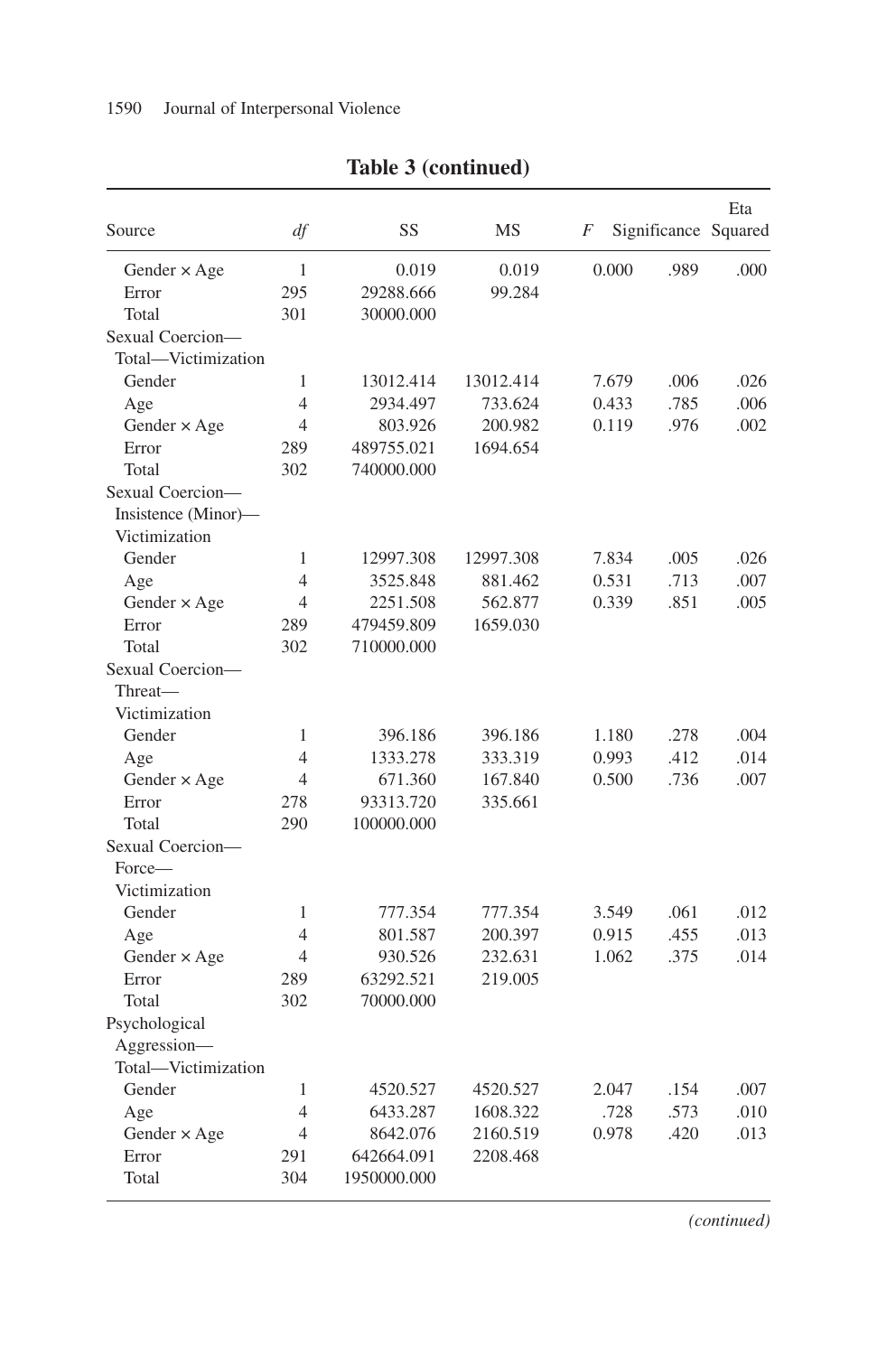**Table 3 (continued)**

| Source | *df* | SS | MS | *F* | Significance | Eta Squared |
|---|---|---|---|---|---|---|
| Gender × Age | 1 | 0.019 | 0.019 | 0.000 | .989 | .000 |
| Error | 295 | 29288.666 | 99.284 | | | |
| Total | 301 | 30000.000 | | | | |
| Sexual Coercion—Total—Victimization | | | | | | |
| Gender | 1 | 13012.414 | 13012.414 | 7.679 | .006 | .026 |
| Age | 4 | 2934.497 | 733.624 | 0.433 | .785 | .006 |
| Gender × Age | 4 | 803.926 | 200.982 | 0.119 | .976 | .002 |
| Error | 289 | 489755.021 | 1694.654 | | | |
| Total | 302 | 740000.000 | | | | |
| Sexual Coercion—Insistence (Minor)—Victimization | | | | | | |
| Gender | 1 | 12997.308 | 12997.308 | 7.834 | .005 | .026 |
| Age | 4 | 3525.848 | 881.462 | 0.531 | .713 | .007 |
| Gender × Age | 4 | 2251.508 | 562.877 | 0.339 | .851 | .005 |
| Error | 289 | 479459.809 | 1659.030 | | | |
| Total | 302 | 710000.000 | | | | |
| Sexual Coercion—Threat—Victimization | | | | | | |
| Gender | 1 | 396.186 | 396.186 | 1.180 | .278 | .004 |
| Age | 4 | 1333.278 | 333.319 | 0.993 | .412 | .014 |
| Gender × Age | 4 | 671.360 | 167.840 | 0.500 | .736 | .007 |
| Error | 278 | 93313.720 | 335.661 | | | |
| Total | 290 | 100000.000 | | | | |
| Sexual Coercion—Force—Victimization | | | | | | |
| Gender | 1 | 777.354 | 777.354 | 3.549 | .061 | .012 |
| Age | 4 | 801.587 | 200.397 | 0.915 | .455 | .013 |
| Gender × Age | 4 | 930.526 | 232.631 | 1.062 | .375 | .014 |
| Error | 289 | 63292.521 | 219.005 | | | |
| Total | 302 | 70000.000 | | | | |
| Psychological Aggression—Total—Victimization | | | | | | |
| Gender | 1 | 4520.527 | 4520.527 | 2.047 | .154 | .007 |
| Age | 4 | 6433.287 | 1608.322 | .728 | .573 | .010 |
| Gender × Age | 4 | 8642.076 | 2160.519 | 0.978 | .420 | .013 |
| Error | 291 | 642664.091 | 2208.468 | | | |
| Total | 304 | 1950000.000 | | | | |

*(continued)*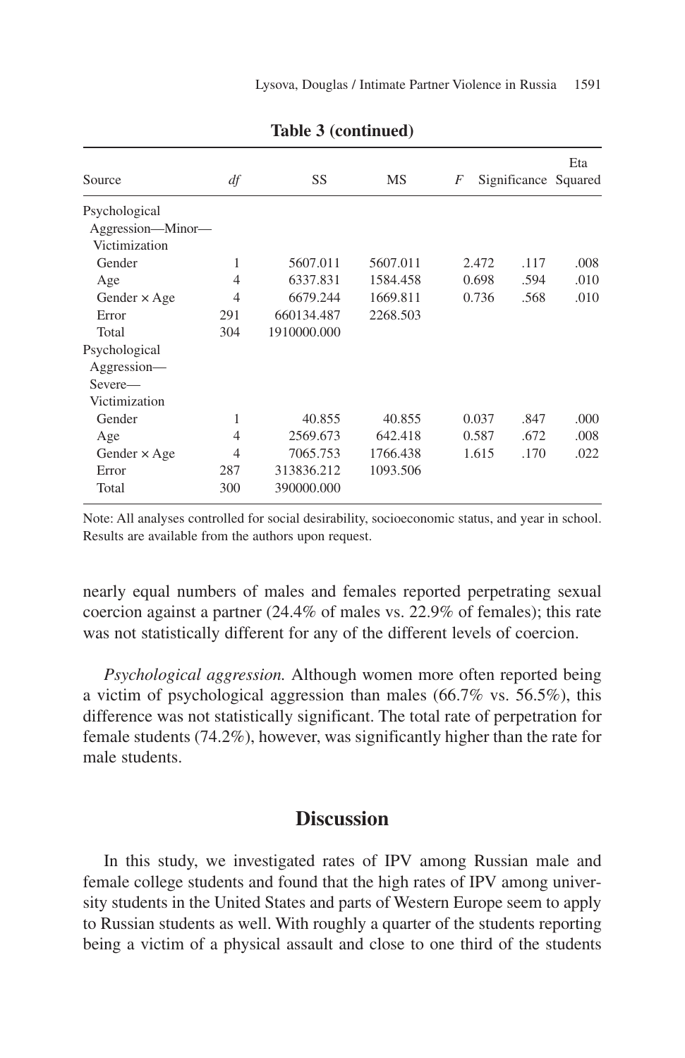**Table 3 (continued)**

| Source | *df* | SS | MS | *F* | Significance | Eta Squared |
|---|---|---|---|---|---|---|
| Psychological Aggression—Minor—Victimization | | | | | | |
| Gender | 1 | 5607.011 | 5607.011 | 2.472 | .117 | .008 |
| Age | 4 | 6337.831 | 1584.458 | 0.698 | .594 | .010 |
| Gender × Age | 4 | 6679.244 | 1669.811 | 0.736 | .568 | .010 |
| Error | 291 | 660134.487 | 2268.503 | | | |
| Total | 304 | 1910000.000 | | | | |
| Psychological Aggression—Severe—Victimization | | | | | | |
| Gender | 1 | 40.855 | 40.855 | 0.037 | .847 | .000 |
| Age | 4 | 2569.673 | 642.418 | 0.587 | .672 | .008 |
| Gender × Age | 4 | 7065.753 | 1766.438 | 1.615 | .170 | .022 |
| Error | 287 | 313836.212 | 1093.506 | | | |
| Total | 300 | 390000.000 | | | | |

Note: All analyses controlled for social desirability, socioeconomic status, and year in school. Results are available from the authors upon request.

nearly equal numbers of males and females reported perpetrating sexual coercion against a partner (24.4% of males vs. 22.9% of females); this rate was not statistically different for any of the different levels of coercion.

*Psychological aggression.* Although women more often reported being a victim of psychological aggression than males (66.7% vs. 56.5%), this difference was not statistically significant. The total rate of perpetration for female students (74.2%), however, was significantly higher than the rate for male students.

## Discussion

In this study, we investigated rates of IPV among Russian male and female college students and found that the high rates of IPV among university students in the United States and parts of Western Europe seem to apply to Russian students as well. With roughly a quarter of the students reporting being a victim of a physical assault and close to one third of the students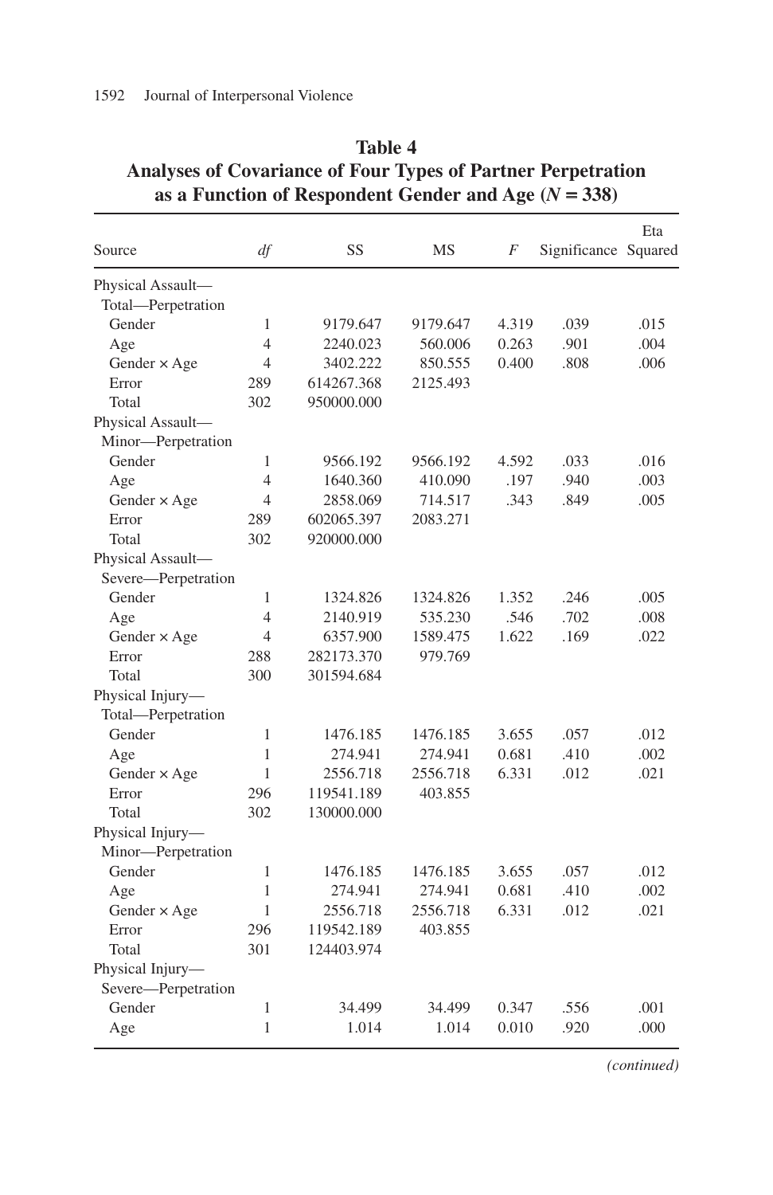**Table 4**
**Analyses of Covariance of Four Types of Partner Perpetration as a Function of Respondent Gender and Age ($N = 338$)**

| Source | *df* | SS | MS | *F* | Significance | Eta Squared |
|---|---|---|---|---|---|---|
| Physical Assault—Total—Perpetration | | | | | | |
| Gender | 1 | 9179.647 | 9179.647 | 4.319 | .039 | .015 |
| Age | 4 | 2240.023 | 560.006 | 0.263 | .901 | .004 |
| Gender × Age | 4 | 3402.222 | 850.555 | 0.400 | .808 | .006 |
| Error | 289 | 614267.368 | 2125.493 | | | |
| Total | 302 | 950000.000 | | | | |
| Physical Assault—Minor—Perpetration | | | | | | |
| Gender | 1 | 9566.192 | 9566.192 | 4.592 | .033 | .016 |
| Age | 4 | 1640.360 | 410.090 | .197 | .940 | .003 |
| Gender × Age | 4 | 2858.069 | 714.517 | .343 | .849 | .005 |
| Error | 289 | 602065.397 | 2083.271 | | | |
| Total | 302 | 920000.000 | | | | |
| Physical Assault—Severe—Perpetration | | | | | | |
| Gender | 1 | 1324.826 | 1324.826 | 1.352 | .246 | .005 |
| Age | 4 | 2140.919 | 535.230 | .546 | .702 | .008 |
| Gender × Age | 4 | 6357.900 | 1589.475 | 1.622 | .169 | .022 |
| Error | 288 | 282173.370 | 979.769 | | | |
| Total | 300 | 301594.684 | | | | |
| Physical Injury—Total—Perpetration | | | | | | |
| Gender | 1 | 1476.185 | 1476.185 | 3.655 | .057 | .012 |
| Age | 1 | 274.941 | 274.941 | 0.681 | .410 | .002 |
| Gender × Age | 1 | 2556.718 | 2556.718 | 6.331 | .012 | .021 |
| Error | 296 | 119541.189 | 403.855 | | | |
| Total | 302 | 130000.000 | | | | |
| Physical Injury—Minor—Perpetration | | | | | | |
| Gender | 1 | 1476.185 | 1476.185 | 3.655 | .057 | .012 |
| Age | 1 | 274.941 | 274.941 | 0.681 | .410 | .002 |
| Gender × Age | 1 | 2556.718 | 2556.718 | 6.331 | .012 | .021 |
| Error | 296 | 119542.189 | 403.855 | | | |
| Total | 301 | 124403.974 | | | | |
| Physical Injury—Severe—Perpetration | | | | | | |
| Gender | 1 | 34.499 | 34.499 | 0.347 | .556 | .001 |
| Age | 1 | 1.014 | 1.014 | 0.010 | .920 | .000 |

*(continued)*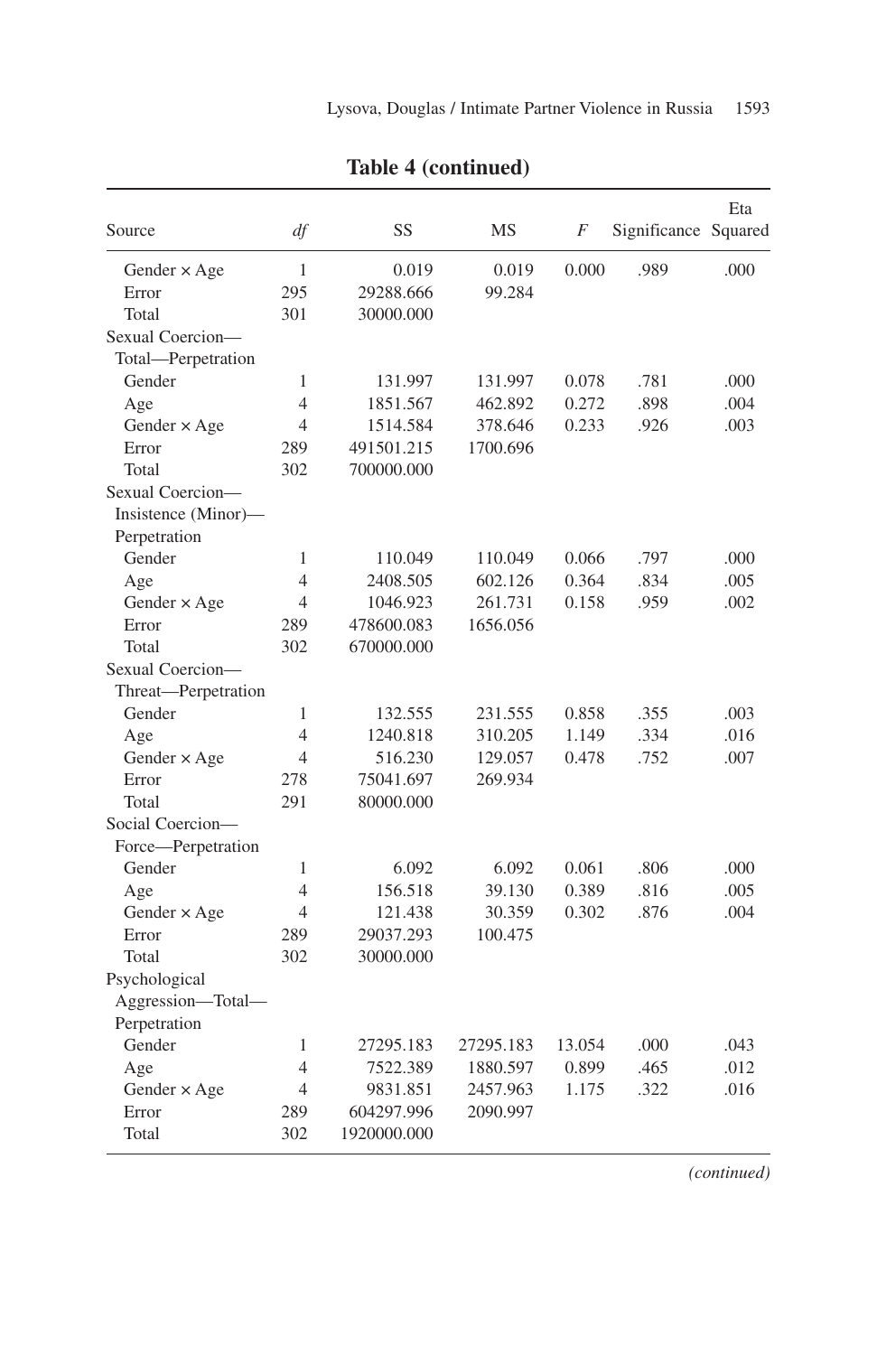**Table 4 (continued)**

| Source | *df* | SS | MS | *F* | Significance | Eta Squared |
|---|---|---|---|---|---|---|
| Gender × Age | 1 | 0.019 | 0.019 | 0.000 | .989 | .000 |
| Error | 295 | 29288.666 | 99.284 | | | |
| Total | 301 | 30000.000 | | | | |
| Sexual Coercion—Total—Perpetration | | | | | | |
| Gender | 1 | 131.997 | 131.997 | 0.078 | .781 | .000 |
| Age | 4 | 1851.567 | 462.892 | 0.272 | .898 | .004 |
| Gender × Age | 4 | 1514.584 | 378.646 | 0.233 | .926 | .003 |
| Error | 289 | 491501.215 | 1700.696 | | | |
| Total | 302 | 700000.000 | | | | |
| Sexual Coercion—Insistence (Minor)—Perpetration | | | | | | |
| Gender | 1 | 110.049 | 110.049 | 0.066 | .797 | .000 |
| Age | 4 | 2408.505 | 602.126 | 0.364 | .834 | .005 |
| Gender × Age | 4 | 1046.923 | 261.731 | 0.158 | .959 | .002 |
| Error | 289 | 478600.083 | 1656.056 | | | |
| Total | 302 | 670000.000 | | | | |
| Sexual Coercion—Threat—Perpetration | | | | | | |
| Gender | 1 | 132.555 | 231.555 | 0.858 | .355 | .003 |
| Age | 4 | 1240.818 | 310.205 | 1.149 | .334 | .016 |
| Gender × Age | 4 | 516.230 | 129.057 | 0.478 | .752 | .007 |
| Error | 278 | 75041.697 | 269.934 | | | |
| Total | 291 | 80000.000 | | | | |
| Social Coercion—Force—Perpetration | | | | | | |
| Gender | 1 | 6.092 | 6.092 | 0.061 | .806 | .000 |
| Age | 4 | 156.518 | 39.130 | 0.389 | .816 | .005 |
| Gender × Age | 4 | 121.438 | 30.359 | 0.302 | .876 | .004 |
| Error | 289 | 29037.293 | 100.475 | | | |
| Total | 302 | 30000.000 | | | | |
| Psychological Aggression—Total—Perpetration | | | | | | |
| Gender | 1 | 27295.183 | 27295.183 | 13.054 | .000 | .043 |
| Age | 4 | 7522.389 | 1880.597 | 0.899 | .465 | .012 |
| Gender × Age | 4 | 9831.851 | 2457.963 | 1.175 | .322 | .016 |
| Error | 289 | 604297.996 | 2090.997 | | | |
| Total | 302 | 1920000.000 | | | | |

*(continued)*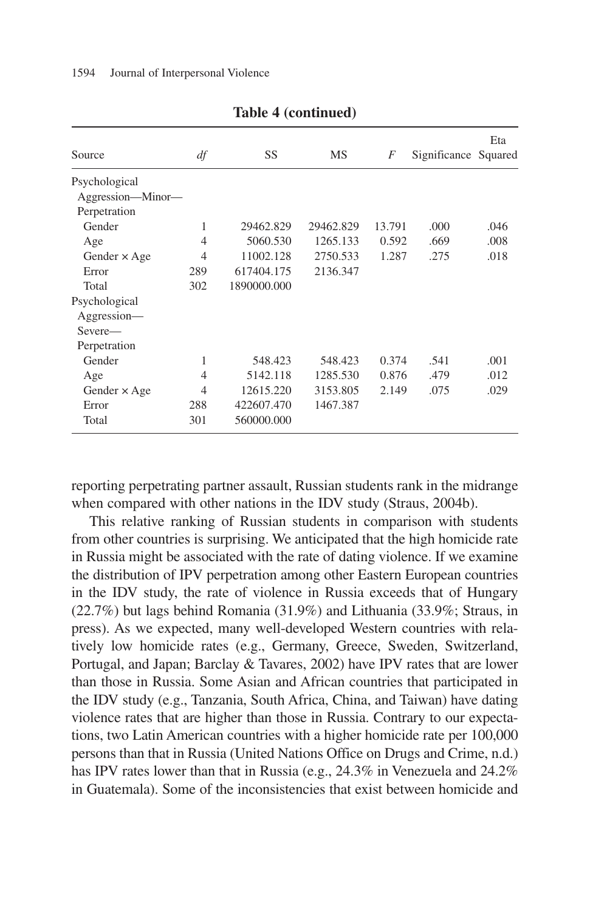**Table 4 (continued)**

| Source | *df* | SS | MS | *F* | Significance | Eta Squared |
|---|---|---|---|---|---|---|
| Psychological Aggression—Minor—Perpetration | | | | | | |
| Gender | 1 | 29462.829 | 29462.829 | 13.791 | .000 | .046 |
| Age | 4 | 5060.530 | 1265.133 | 0.592 | .669 | .008 |
| Gender × Age | 4 | 11002.128 | 2750.533 | 1.287 | .275 | .018 |
| Error | 289 | 617404.175 | 2136.347 | | | |
| Total | 302 | 1890000.000 | | | | |
| Psychological Aggression—Severe—Perpetration | | | | | | |
| Gender | 1 | 548.423 | 548.423 | 0.374 | .541 | .001 |
| Age | 4 | 5142.118 | 1285.530 | 0.876 | .479 | .012 |
| Gender × Age | 4 | 12615.220 | 3153.805 | 2.149 | .075 | .029 |
| Error | 288 | 422607.470 | 1467.387 | | | |
| Total | 301 | 560000.000 | | | | |

reporting perpetrating partner assault, Russian students rank in the midrange when compared with other nations in the IDV study (Straus, 2004b).

This relative ranking of Russian students in comparison with students from other countries is surprising. We anticipated that the high homicide rate in Russia might be associated with the rate of dating violence. If we examine the distribution of IPV perpetration among other Eastern European countries in the IDV study, the rate of violence in Russia exceeds that of Hungary (22.7%) but lags behind Romania (31.9%) and Lithuania (33.9%; Straus, in press). As we expected, many well-developed Western countries with relatively low homicide rates (e.g., Germany, Greece, Sweden, Switzerland, Portugal, and Japan; Barclay & Tavares, 2002) have IPV rates that are lower than those in Russia. Some Asian and African countries that participated in the IDV study (e.g., Tanzania, South Africa, China, and Taiwan) have dating violence rates that are higher than those in Russia. Contrary to our expectations, two Latin American countries with a higher homicide rate per 100,000 persons than that in Russia (United Nations Office on Drugs and Crime, n.d.) has IPV rates lower than that in Russia (e.g., 24.3% in Venezuela and 24.2% in Guatemala). Some of the inconsistencies that exist between homicide and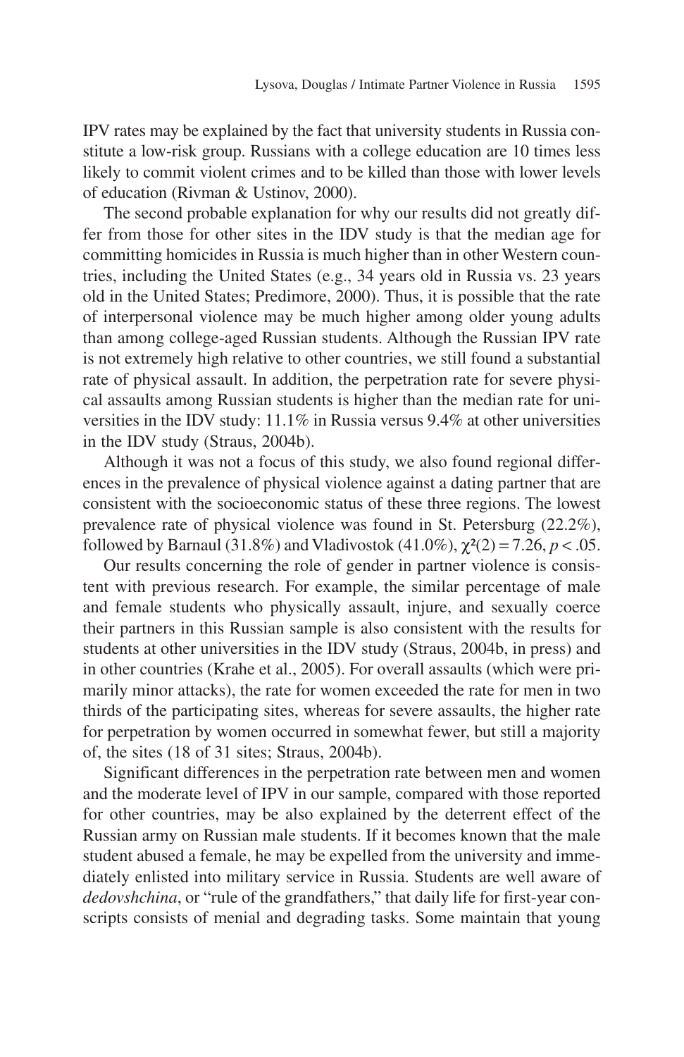IPV rates may be explained by the fact that university students in Russia constitute a low-risk group. Russians with a college education are 10 times less likely to commit violent crimes and to be killed than those with lower levels of education (Rivman & Ustinov, 2000).

The second probable explanation for why our results did not greatly differ from those for other sites in the IDV study is that the median age for committing homicides in Russia is much higher than in other Western countries, including the United States (e.g., 34 years old in Russia vs. 23 years old in the United States; Predimore, 2000). Thus, it is possible that the rate of interpersonal violence may be much higher among older young adults than among college-aged Russian students. Although the Russian IPV rate is not extremely high relative to other countries, we still found a substantial rate of physical assault. In addition, the perpetration rate for severe physical assaults among Russian students is higher than the median rate for universities in the IDV study: 11.1% in Russia versus 9.4% at other universities in the IDV study (Straus, 2004b).

Although it was not a focus of this study, we also found regional differences in the prevalence of physical violence against a dating partner that are consistent with the socioeconomic status of these three regions. The lowest prevalence rate of physical violence was found in St. Petersburg (22.2%), followed by Barnaul (31.8%) and Vladivostok (41.0%), $\chi^2(2) = 7.26$, $p < .05$.

Our results concerning the role of gender in partner violence is consistent with previous research. For example, the similar percentage of male and female students who physically assault, injure, and sexually coerce their partners in this Russian sample is also consistent with the results for students at other universities in the IDV study (Straus, 2004b, in press) and in other countries (Krahe et al., 2005). For overall assaults (which were primarily minor attacks), the rate for women exceeded the rate for men in two thirds of the participating sites, whereas for severe assaults, the higher rate for perpetration by women occurred in somewhat fewer, but still a majority of, the sites (18 of 31 sites; Straus, 2004b).

Significant differences in the perpetration rate between men and women and the moderate level of IPV in our sample, compared with those reported for other countries, may be also explained by the deterrent effect of the Russian army on Russian male students. If it becomes known that the male student abused a female, he may be expelled from the university and immediately enlisted into military service in Russia. Students are well aware of *dedovshchina*, or "rule of the grandfathers," that daily life for first-year conscripts consists of menial and degrading tasks. Some maintain that young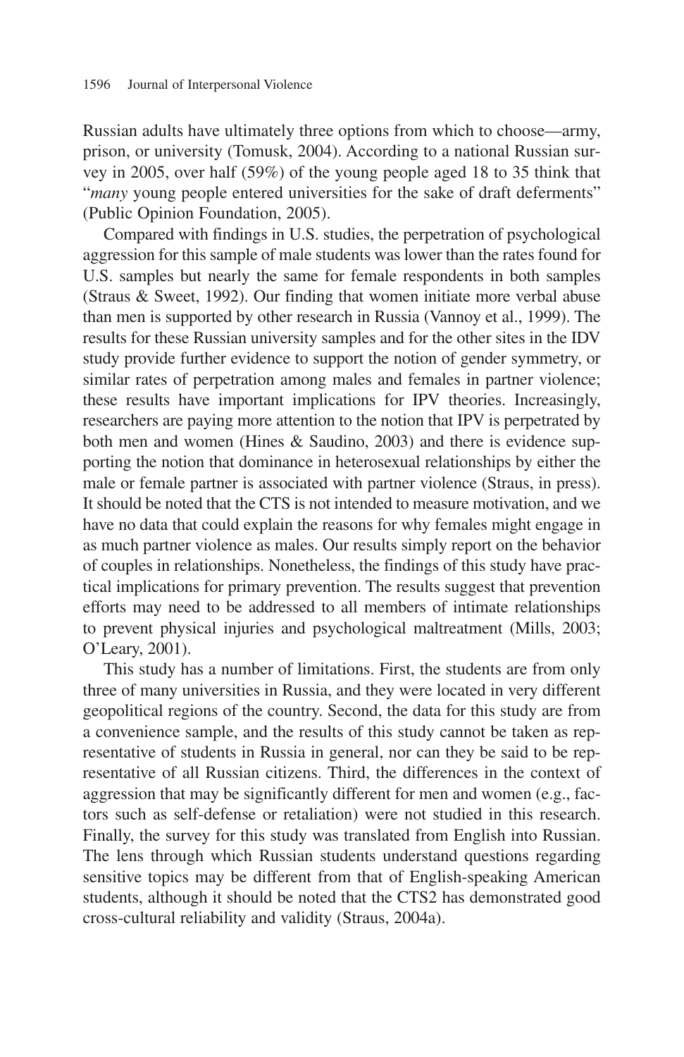Russian adults have ultimately three options from which to choose—army, prison, or university (Tomusk, 2004). According to a national Russian survey in 2005, over half (59%) of the young people aged 18 to 35 think that "*many* young people entered universities for the sake of draft deferments" (Public Opinion Foundation, 2005).

Compared with findings in U.S. studies, the perpetration of psychological aggression for this sample of male students was lower than the rates found for U.S. samples but nearly the same for female respondents in both samples (Straus & Sweet, 1992). Our finding that women initiate more verbal abuse than men is supported by other research in Russia (Vannoy et al., 1999). The results for these Russian university samples and for the other sites in the IDV study provide further evidence to support the notion of gender symmetry, or similar rates of perpetration among males and females in partner violence; these results have important implications for IPV theories. Increasingly, researchers are paying more attention to the notion that IPV is perpetrated by both men and women (Hines & Saudino, 2003) and there is evidence supporting the notion that dominance in heterosexual relationships by either the male or female partner is associated with partner violence (Straus, in press). It should be noted that the CTS is not intended to measure motivation, and we have no data that could explain the reasons for why females might engage in as much partner violence as males. Our results simply report on the behavior of couples in relationships. Nonetheless, the findings of this study have practical implications for primary prevention. The results suggest that prevention efforts may need to be addressed to all members of intimate relationships to prevent physical injuries and psychological maltreatment (Mills, 2003; O'Leary, 2001).

This study has a number of limitations. First, the students are from only three of many universities in Russia, and they were located in very different geopolitical regions of the country. Second, the data for this study are from a convenience sample, and the results of this study cannot be taken as representative of students in Russia in general, nor can they be said to be representative of all Russian citizens. Third, the differences in the context of aggression that may be significantly different for men and women (e.g., factors such as self-defense or retaliation) were not studied in this research. Finally, the survey for this study was translated from English into Russian. The lens through which Russian students understand questions regarding sensitive topics may be different from that of English-speaking American students, although it should be noted that the CTS2 has demonstrated good cross-cultural reliability and validity (Straus, 2004a).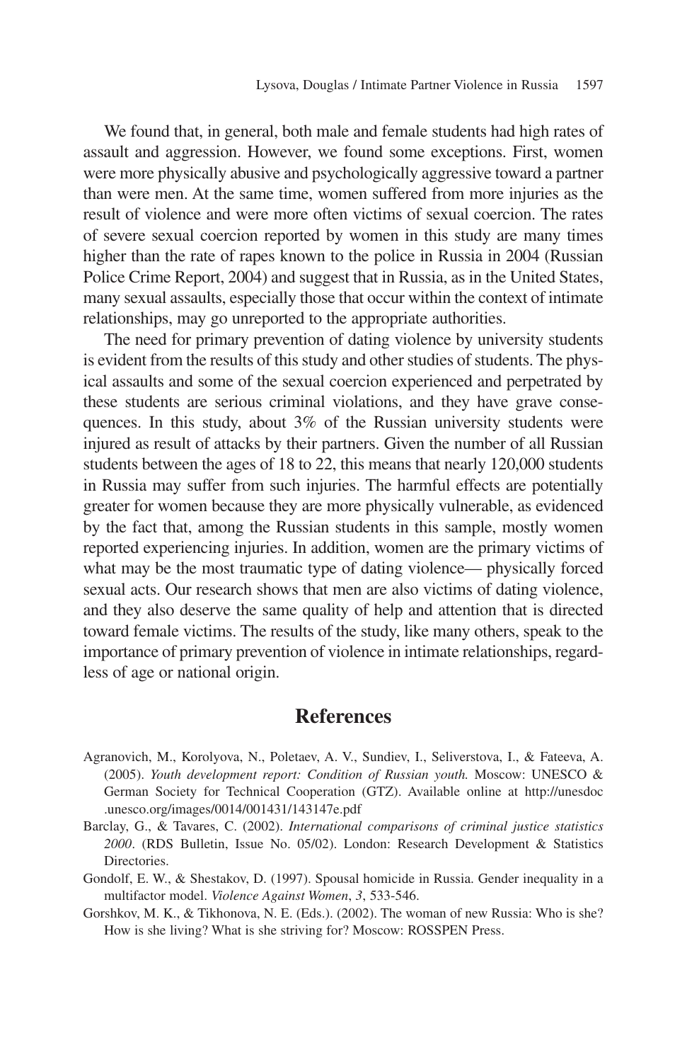We found that, in general, both male and female students had high rates of assault and aggression. However, we found some exceptions. First, women were more physically abusive and psychologically aggressive toward a partner than were men. At the same time, women suffered from more injuries as the result of violence and were more often victims of sexual coercion. The rates of severe sexual coercion reported by women in this study are many times higher than the rate of rapes known to the police in Russia in 2004 (Russian Police Crime Report, 2004) and suggest that in Russia, as in the United States, many sexual assaults, especially those that occur within the context of intimate relationships, may go unreported to the appropriate authorities.

The need for primary prevention of dating violence by university students is evident from the results of this study and other studies of students. The physical assaults and some of the sexual coercion experienced and perpetrated by these students are serious criminal violations, and they have grave consequences. In this study, about 3% of the Russian university students were injured as result of attacks by their partners. Given the number of all Russian students between the ages of 18 to 22, this means that nearly 120,000 students in Russia may suffer from such injuries. The harmful effects are potentially greater for women because they are more physically vulnerable, as evidenced by the fact that, among the Russian students in this sample, mostly women reported experiencing injuries. In addition, women are the primary victims of what may be the most traumatic type of dating violence— physically forced sexual acts. Our research shows that men are also victims of dating violence, and they also deserve the same quality of help and attention that is directed toward female victims. The results of the study, like many others, speak to the importance of primary prevention of violence in intimate relationships, regardless of age or national origin.

## References

Agranovich, M., Korolyova, N., Poletaev, A. V., Sundiev, I., Seliverstova, I., & Fateeva, A. (2005). *Youth development report: Condition of Russian youth.* Moscow: UNESCO & German Society for Technical Cooperation (GTZ). Available online at http://unesdoc.unesco.org/images/0014/001431/143147e.pdf

Barclay, G., & Tavares, C. (2002). *International comparisons of criminal justice statistics 2000*. (RDS Bulletin, Issue No. 05/02). London: Research Development & Statistics Directories.

Gondolf, E. W., & Shestakov, D. (1997). Spousal homicide in Russia. Gender inequality in a multifactor model. *Violence Against Women*, *3*, 533-546.

Gorshkov, M. K., & Tikhonova, N. E. (Eds.). (2002). The woman of new Russia: Who is she? How is she living? What is she striving for? Moscow: ROSSPEN Press.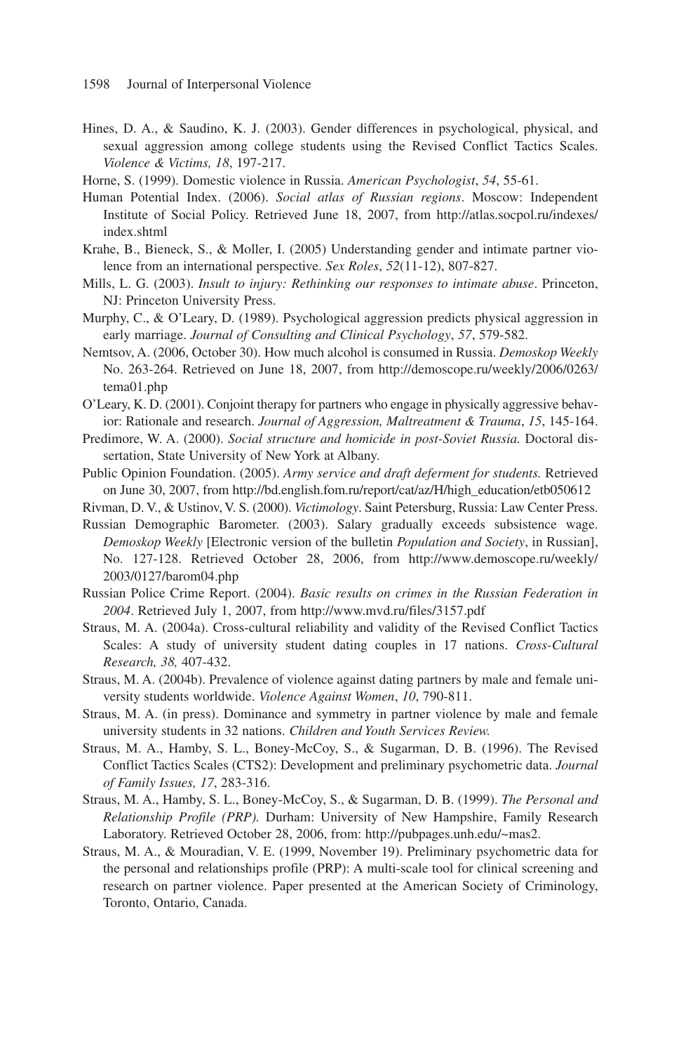Hines, D. A., & Saudino, K. J. (2003). Gender differences in psychological, physical, and sexual aggression among college students using the Revised Conflict Tactics Scales. *Violence & Victims, 18*, 197-217.

Horne, S. (1999). Domestic violence in Russia. *American Psychologist*, *54*, 55-61.

Human Potential Index. (2006). *Social atlas of Russian regions*. Moscow: Independent Institute of Social Policy. Retrieved June 18, 2007, from http://atlas.socpol.ru/indexes/index.shtml

Krahe, B., Bieneck, S., & Moller, I. (2005) Understanding gender and intimate partner violence from an international perspective. *Sex Roles*, *52*(11-12), 807-827.

Mills, L. G. (2003). *Insult to injury: Rethinking our responses to intimate abuse*. Princeton, NJ: Princeton University Press.

Murphy, C., & O'Leary, D. (1989). Psychological aggression predicts physical aggression in early marriage. *Journal of Consulting and Clinical Psychology*, *57*, 579-582.

Nemtsov, A. (2006, October 30). How much alcohol is consumed in Russia. *Demoskop Weekly* No. 263-264. Retrieved on June 18, 2007, from http://demoscope.ru/weekly/2006/0263/tema01.php

O'Leary, K. D. (2001). Conjoint therapy for partners who engage in physically aggressive behavior: Rationale and research. *Journal of Aggression, Maltreatment & Trauma*, *15*, 145-164.

Predimore, W. A. (2000). *Social structure and homicide in post-Soviet Russia.* Doctoral dissertation, State University of New York at Albany.

Public Opinion Foundation. (2005). *Army service and draft deferment for students.* Retrieved on June 30, 2007, from http://bd.english.fom.ru/report/cat/az/H/high_education/etb050612

Rivman, D. V., & Ustinov, V. S. (2000). *Victimology*. Saint Petersburg, Russia: Law Center Press.

Russian Demographic Barometer. (2003). Salary gradually exceeds subsistence wage. *Demoskop Weekly* [Electronic version of the bulletin *Population and Society*, in Russian], No. 127-128. Retrieved October 28, 2006, from http://www.demoscope.ru/weekly/2003/0127/barom04.php

Russian Police Crime Report. (2004). *Basic results on crimes in the Russian Federation in 2004*. Retrieved July 1, 2007, from http://www.mvd.ru/files/3157.pdf

Straus, M. A. (2004a). Cross-cultural reliability and validity of the Revised Conflict Tactics Scales: A study of university student dating couples in 17 nations. *Cross-Cultural Research, 38,* 407-432.

Straus, M. A. (2004b). Prevalence of violence against dating partners by male and female university students worldwide. *Violence Against Women*, *10*, 790-811.

Straus, M. A. (in press). Dominance and symmetry in partner violence by male and female university students in 32 nations. *Children and Youth Services Review.*

Straus, M. A., Hamby, S. L., Boney-McCoy, S., & Sugarman, D. B. (1996). The Revised Conflict Tactics Scales (CTS2): Development and preliminary psychometric data. *Journal of Family Issues, 17*, 283-316.

Straus, M. A., Hamby, S. L., Boney-McCoy, S., & Sugarman, D. B. (1999). *The Personal and Relationship Profile (PRP).* Durham: University of New Hampshire, Family Research Laboratory. Retrieved October 28, 2006, from: http://pubpages.unh.edu/~mas2.

Straus, M. A., & Mouradian, V. E. (1999, November 19). Preliminary psychometric data for the personal and relationships profile (PRP): A multi-scale tool for clinical screening and research on partner violence. Paper presented at the American Society of Criminology, Toronto, Ontario, Canada.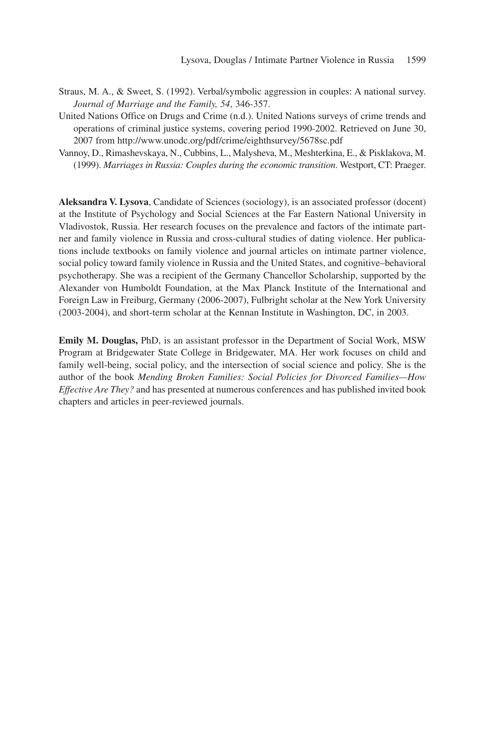Straus, M. A., & Sweet, S. (1992). Verbal/symbolic aggression in couples: A national survey. *Journal of Marriage and the Family, 54*, 346-357.

United Nations Office on Drugs and Crime (n.d.). United Nations surveys of crime trends and operations of criminal justice systems, covering period 1990-2002. Retrieved on June 30, 2007 from http://www.unodc.org/pdf/crime/eighthsurvey/5678sc.pdf

Vannoy, D., Rimashevskaya, N., Cubbins, L., Malysheva, M., Meshterkina, E., & Pisklakova, M. (1999). *Marriages in Russia: Couples during the economic transition*. Westport, CT: Praeger.

**Aleksandra V. Lysova**, Candidate of Sciences (sociology), is an associated professor (docent) at the Institute of Psychology and Social Sciences at the Far Eastern National University in Vladivostok, Russia. Her research focuses on the prevalence and factors of the intimate partner and family violence in Russia and cross-cultural studies of dating violence. Her publications include textbooks on family violence and journal articles on intimate partner violence, social policy toward family violence in Russia and the United States, and cognitive–behavioral psychotherapy. She was a recipient of the Germany Chancellor Scholarship, supported by the Alexander von Humboldt Foundation, at the Max Planck Institute of the International and Foreign Law in Freiburg, Germany (2006-2007), Fulbright scholar at the New York University (2003-2004), and short-term scholar at the Kennan Institute in Washington, DC, in 2003.

**Emily M. Douglas,** PhD, is an assistant professor in the Department of Social Work, MSW Program at Bridgewater State College in Bridgewater, MA. Her work focuses on child and family well-being, social policy, and the intersection of social science and policy. She is the author of the book *Mending Broken Families: Social Policies for Divorced Families—How Effective Are They?* and has presented at numerous conferences and has published invited book chapters and articles in peer-reviewed journals.